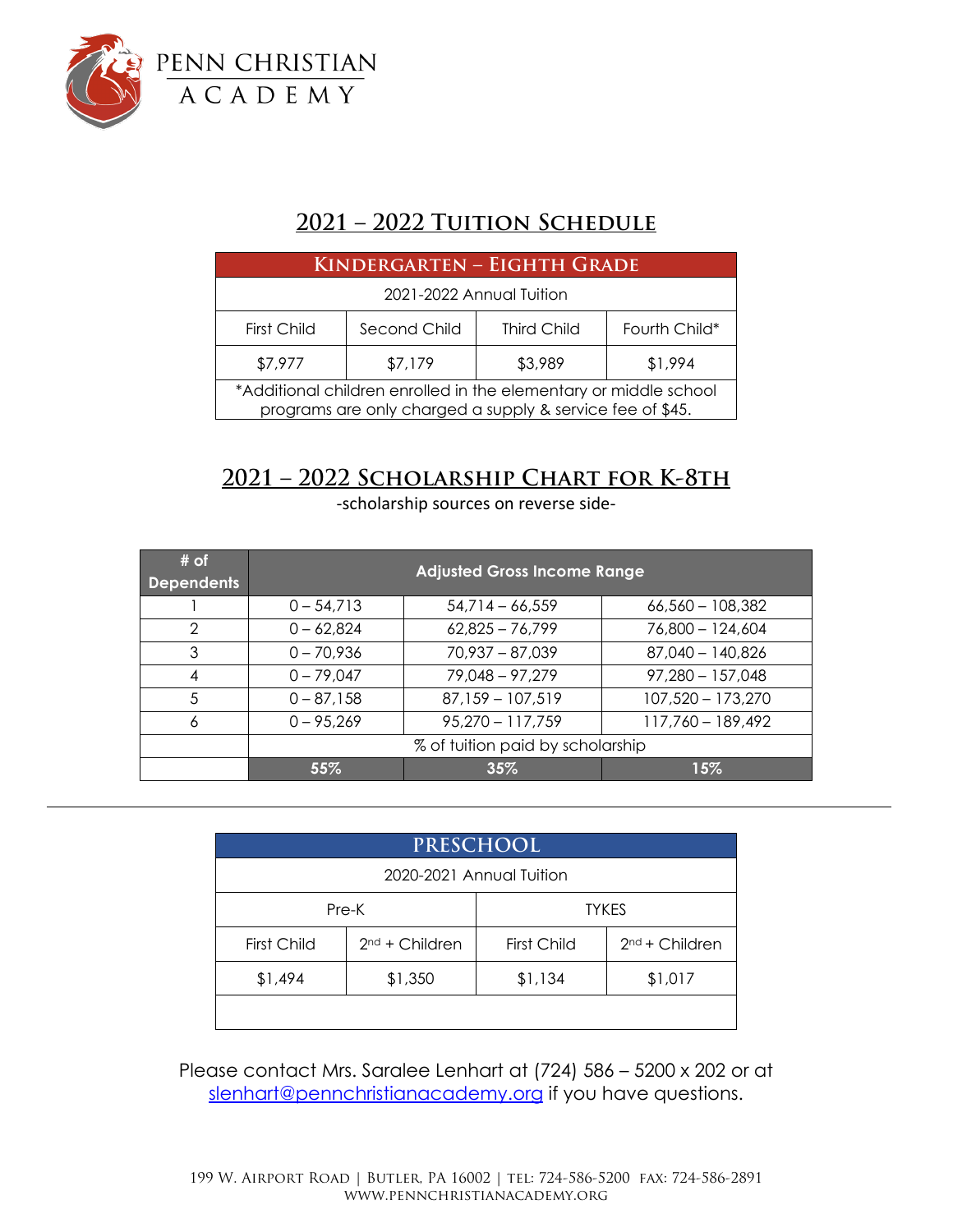# PENN CHRISTIAN ACADEMY

## 2021 – 2022 Tuition Schedule

| Kindergarten – Eighth Grade | | | |
|---|---|---|---|
| 2021-2022 Annual Tuition | | | |
| First Child | Second Child | Third Child | Fourth Child* |
| $7,977 | $7,179 | $3,989 | $1,994 |
| *Additional children enrolled in the elementary or middle school programs are only charged a supply & service fee of $45. | | | |

## 2021 – 2022 Scholarship Chart for K-8th

-scholarship sources on reverse side-

| # of Dependents | Adjusted Gross Income Range | | |
|---|---|---|---|
| 1 | 0 – 54,713 | 54,714 – 66,559 | 66,560 – 108,382 |
| 2 | 0 – 62,824 | 62,825 – 76,799 | 76,800 – 124,604 |
| 3 | 0 – 70,936 | 70,937 – 87,039 | 87,040 – 140,826 |
| 4 | 0 – 79,047 | 79,048 – 97,279 | 97,280 – 157,048 |
| 5 | 0 – 87,158 | 87,159 – 107,519 | 107,520 – 173,270 |
| 6 | 0 – 95,269 | 95,270 – 117,759 | 117,760 – 189,492 |
| | % of tuition paid by scholarship | | |
| | **55%** | **35%** | **15%** |

---

| PRESCHOOL | | | |
|---|---|---|---|
| 2020-2021 Annual Tuition | | | |
| Pre-K | | TYKES | |
| First Child | 2nd + Children | First Child | 2nd + Children |
| $1,494 | $1,350 | $1,134 | $1,017 |

Please contact Mrs. Saralee Lenhart at (724) 586 – 5200 x 202 or at slenhart@pennchristianacademy.org if you have questions.

199 W. Airport Road | Butler, PA 16002 | tel: 724-586-5200 fax: 724-586-2891
www.pennchristianacademy.org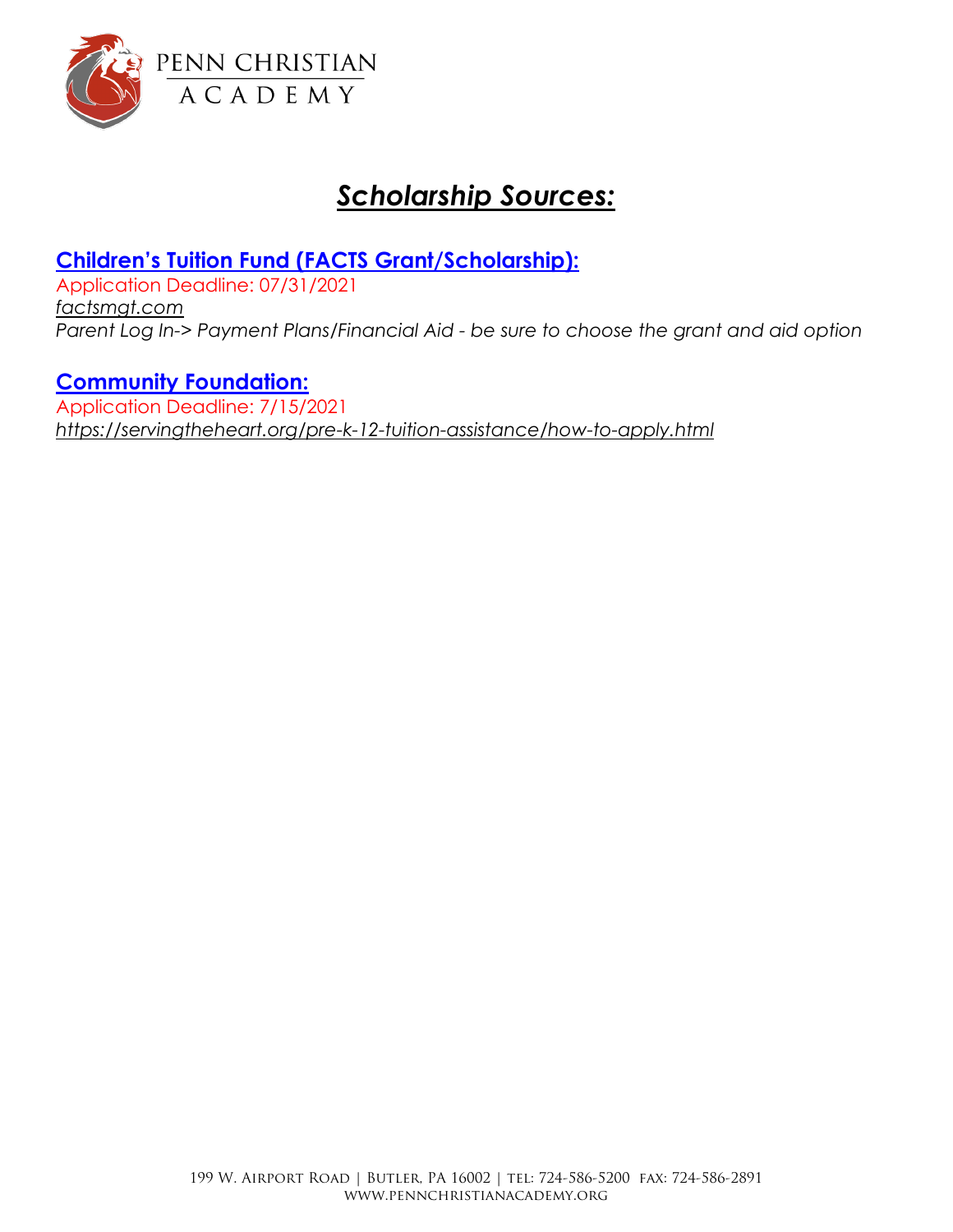PENN CHRISTIAN ACADEMY

# *Scholarship Sources:*

## Children's Tuition Fund (FACTS Grant/Scholarship):

Application Deadline: 07/31/2021

*factsmgt.com*

*Parent Log In-> Payment Plans/Financial Aid - be sure to choose the grant and aid option*

## Community Foundation:

Application Deadline: 7/15/2021

*https://servingtheheart.org/pre-k-12-tuition-assistance/how-to-apply.html*

199 W. Airport Road | Butler, PA 16002 | tel: 724-586-5200 fax: 724-586-2891
www.pennchristianacademy.org